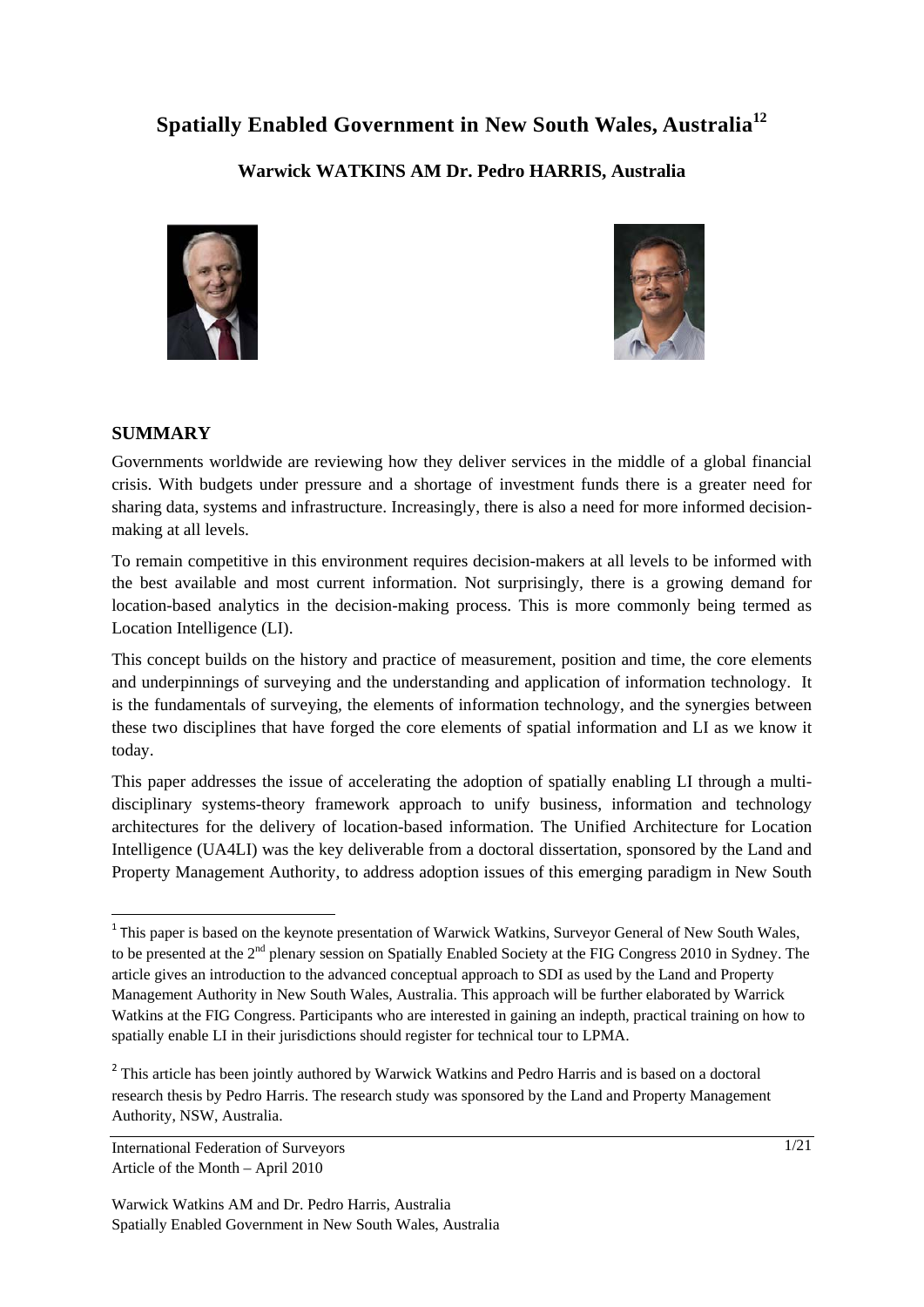# Spatially Enabled Government in New South Wales, Australia[1,2]

**Warwick WATKINS AM Dr. Pedro HARRIS, Australia**

## SUMMARY

Governments worldwide are reviewing how they deliver services in the middle of a global financial crisis. With budgets under pressure and a shortage of investment funds there is a greater need for sharing data, systems and infrastructure. Increasingly, there is also a need for more informed decision-making at all levels.

To remain competitive in this environment requires decision-makers at all levels to be informed with the best available and most current information. Not surprisingly, there is a growing demand for location-based analytics in the decision-making process. This is more commonly being termed as Location Intelligence (LI).

This concept builds on the history and practice of measurement, position and time, the core elements and underpinnings of surveying and the understanding and application of information technology. It is the fundamentals of surveying, the elements of information technology, and the synergies between these two disciplines that have forged the core elements of spatial information and LI as we know it today.

This paper addresses the issue of accelerating the adoption of spatially enabling LI through a multi-disciplinary systems-theory framework approach to unify business, information and technology architectures for the delivery of location-based information. The Unified Architecture for Location Intelligence (UA4LI) was the key deliverable from a doctoral dissertation, sponsored by the Land and Property Management Authority, to address adoption issues of this emerging paradigm in New South

---

[1] This paper is based on the keynote presentation of Warwick Watkins, Surveyor General of New South Wales, to be presented at the 2nd plenary session on Spatially Enabled Society at the FIG Congress 2010 in Sydney. The article gives an introduction to the advanced conceptual approach to SDI as used by the Land and Property Management Authority in New South Wales, Australia. This approach will be further elaborated by Warrick Watkins at the FIG Congress. Participants who are interested in gaining an indepth, practical training on how to spatially enable LI in their jurisdictions should register for technical tour to LPMA.

[2] This article has been jointly authored by Warwick Watkins and Pedro Harris and is based on a doctoral research thesis by Pedro Harris. The research study was sponsored by the Land and Property Management Authority, NSW, Australia.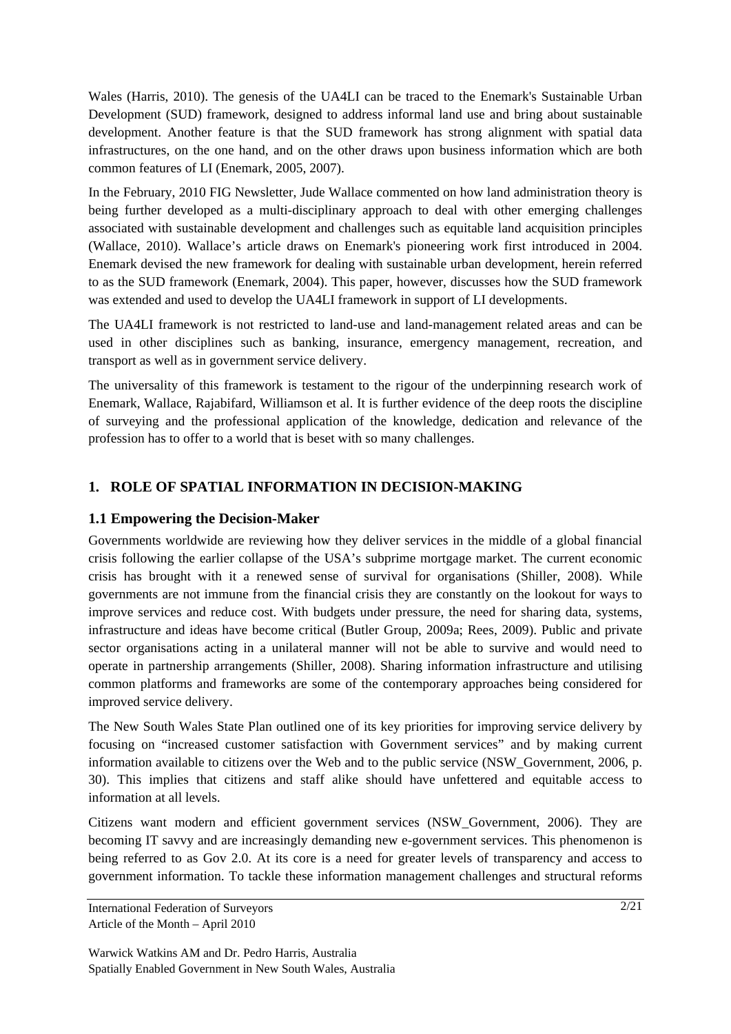Wales (Harris, 2010). The genesis of the UA4LI can be traced to the Enemark's Sustainable Urban Development (SUD) framework, designed to address informal land use and bring about sustainable development. Another feature is that the SUD framework has strong alignment with spatial data infrastructures, on the one hand, and on the other draws upon business information which are both common features of LI (Enemark, 2005, 2007).

In the February, 2010 FIG Newsletter, Jude Wallace commented on how land administration theory is being further developed as a multi-disciplinary approach to deal with other emerging challenges associated with sustainable development and challenges such as equitable land acquisition principles (Wallace, 2010). Wallace's article draws on Enemark's pioneering work first introduced in 2004. Enemark devised the new framework for dealing with sustainable urban development, herein referred to as the SUD framework (Enemark, 2004). This paper, however, discusses how the SUD framework was extended and used to develop the UA4LI framework in support of LI developments.

The UA4LI framework is not restricted to land-use and land-management related areas and can be used in other disciplines such as banking, insurance, emergency management, recreation, and transport as well as in government service delivery.

The universality of this framework is testament to the rigour of the underpinning research work of Enemark, Wallace, Rajabifard, Williamson et al. It is further evidence of the deep roots the discipline of surveying and the professional application of the knowledge, dedication and relevance of the profession has to offer to a world that is beset with so many challenges.

## 1. ROLE OF SPATIAL INFORMATION IN DECISION-MAKING

### 1.1 Empowering the Decision-Maker

Governments worldwide are reviewing how they deliver services in the middle of a global financial crisis following the earlier collapse of the USA's subprime mortgage market. The current economic crisis has brought with it a renewed sense of survival for organisations (Shiller, 2008). While governments are not immune from the financial crisis they are constantly on the lookout for ways to improve services and reduce cost. With budgets under pressure, the need for sharing data, systems, infrastructure and ideas have become critical (Butler Group, 2009a; Rees, 2009). Public and private sector organisations acting in a unilateral manner will not be able to survive and would need to operate in partnership arrangements (Shiller, 2008). Sharing information infrastructure and utilising common platforms and frameworks are some of the contemporary approaches being considered for improved service delivery.

The New South Wales State Plan outlined one of its key priorities for improving service delivery by focusing on "increased customer satisfaction with Government services" and by making current information available to citizens over the Web and to the public service (NSW_Government, 2006, p. 30). This implies that citizens and staff alike should have unfettered and equitable access to information at all levels.

Citizens want modern and efficient government services (NSW_Government, 2006). They are becoming IT savvy and are increasingly demanding new e-government services. This phenomenon is being referred to as Gov 2.0. At its core is a need for greater levels of transparency and access to government information. To tackle these information management challenges and structural reforms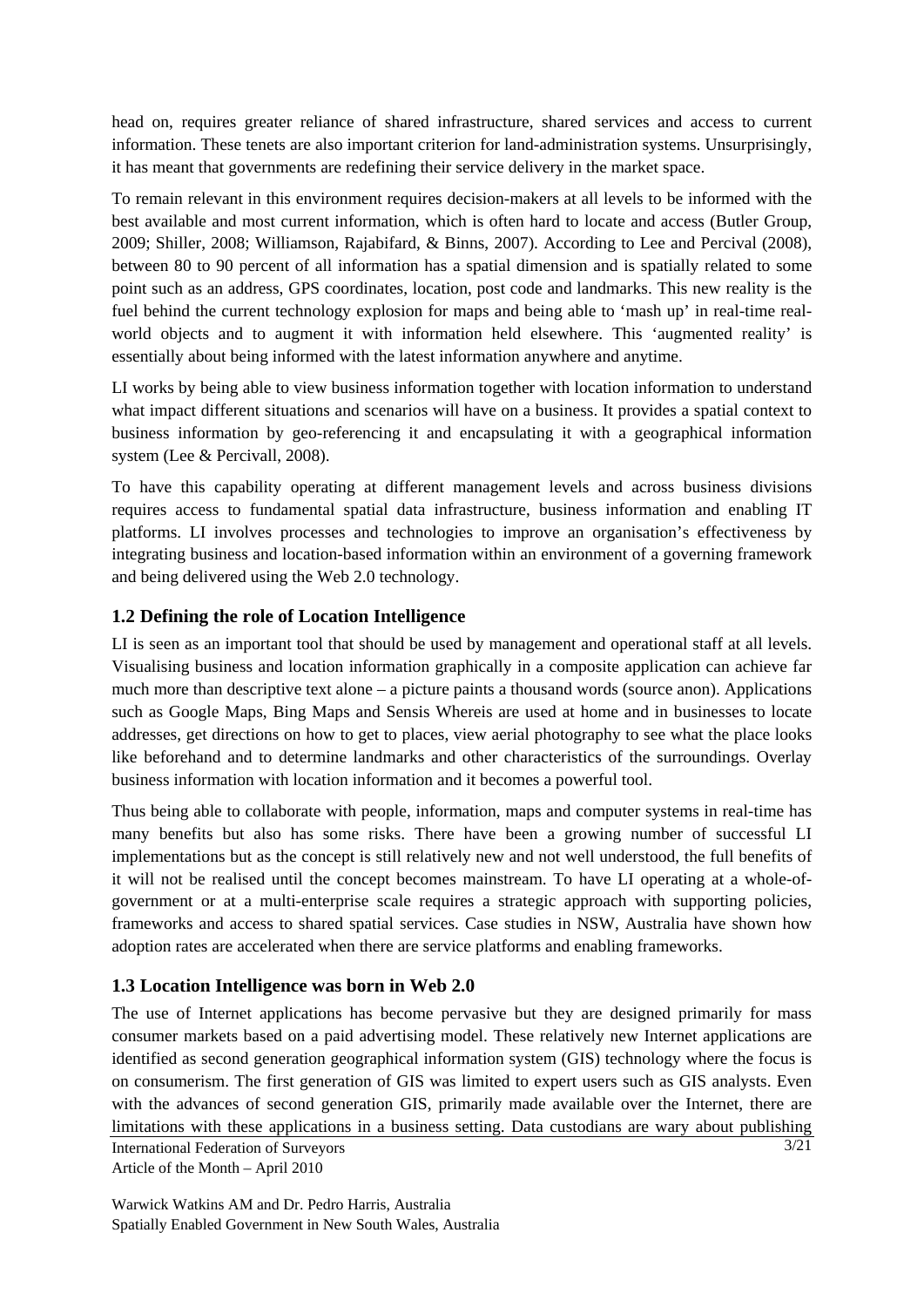head on, requires greater reliance of shared infrastructure, shared services and access to current information. These tenets are also important criterion for land-administration systems. Unsurprisingly, it has meant that governments are redefining their service delivery in the market space.

To remain relevant in this environment requires decision-makers at all levels to be informed with the best available and most current information, which is often hard to locate and access (Butler Group, 2009; Shiller, 2008; Williamson, Rajabifard, & Binns, 2007). According to Lee and Percival (2008), between 80 to 90 percent of all information has a spatial dimension and is spatially related to some point such as an address, GPS coordinates, location, post code and landmarks. This new reality is the fuel behind the current technology explosion for maps and being able to 'mash up' in real-time real-world objects and to augment it with information held elsewhere. This 'augmented reality' is essentially about being informed with the latest information anywhere and anytime.

LI works by being able to view business information together with location information to understand what impact different situations and scenarios will have on a business. It provides a spatial context to business information by geo-referencing it and encapsulating it with a geographical information system (Lee & Percivall, 2008).

To have this capability operating at different management levels and across business divisions requires access to fundamental spatial data infrastructure, business information and enabling IT platforms. LI involves processes and technologies to improve an organisation's effectiveness by integrating business and location-based information within an environment of a governing framework and being delivered using the Web 2.0 technology.

## 1.2 Defining the role of Location Intelligence

LI is seen as an important tool that should be used by management and operational staff at all levels. Visualising business and location information graphically in a composite application can achieve far much more than descriptive text alone – a picture paints a thousand words (source anon). Applications such as Google Maps, Bing Maps and Sensis Whereis are used at home and in businesses to locate addresses, get directions on how to get to places, view aerial photography to see what the place looks like beforehand and to determine landmarks and other characteristics of the surroundings. Overlay business information with location information and it becomes a powerful tool.

Thus being able to collaborate with people, information, maps and computer systems in real-time has many benefits but also has some risks. There have been a growing number of successful LI implementations but as the concept is still relatively new and not well understood, the full benefits of it will not be realised until the concept becomes mainstream. To have LI operating at a whole-of-government or at a multi-enterprise scale requires a strategic approach with supporting policies, frameworks and access to shared spatial services. Case studies in NSW, Australia have shown how adoption rates are accelerated when there are service platforms and enabling frameworks.

## 1.3 Location Intelligence was born in Web 2.0

The use of Internet applications has become pervasive but they are designed primarily for mass consumer markets based on a paid advertising model. These relatively new Internet applications are identified as second generation geographical information system (GIS) technology where the focus is on consumerism. The first generation of GIS was limited to expert users such as GIS analysts. Even with the advances of second generation GIS, primarily made available over the Internet, there are limitations with these applications in a business setting. Data custodians are wary about publishing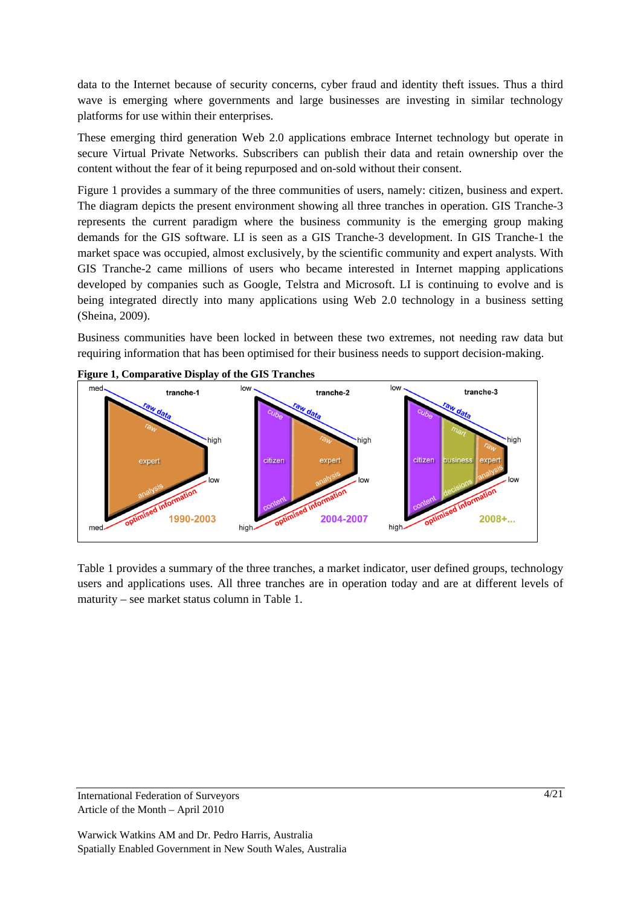data to the Internet because of security concerns, cyber fraud and identity theft issues. Thus a third wave is emerging where governments and large businesses are investing in similar technology platforms for use within their enterprises.

These emerging third generation Web 2.0 applications embrace Internet technology but operate in secure Virtual Private Networks. Subscribers can publish their data and retain ownership over the content without the fear of it being repurposed and on-sold without their consent.

Figure 1 provides a summary of the three communities of users, namely: citizen, business and expert. The diagram depicts the present environment showing all three tranches in operation. GIS Tranche-3 represents the current paradigm where the business community is the emerging group making demands for the GIS software. LI is seen as a GIS Tranche-3 development. In GIS Tranche-1 the market space was occupied, almost exclusively, by the scientific community and expert analysts. With GIS Tranche-2 came millions of users who became interested in Internet mapping applications developed by companies such as Google, Telstra and Microsoft. LI is continuing to evolve and is being integrated directly into many applications using Web 2.0 technology in a business setting (Sheina, 2009).

Business communities have been locked in between these two extremes, not needing raw data but requiring information that has been optimised for their business needs to support decision-making.

**Figure 1, Comparative Display of the GIS Tranches**

Table 1 provides a summary of the three tranches, a market indicator, user defined groups, technology users and applications uses. All three tranches are in operation today and are at different levels of maturity – see market status column in Table 1.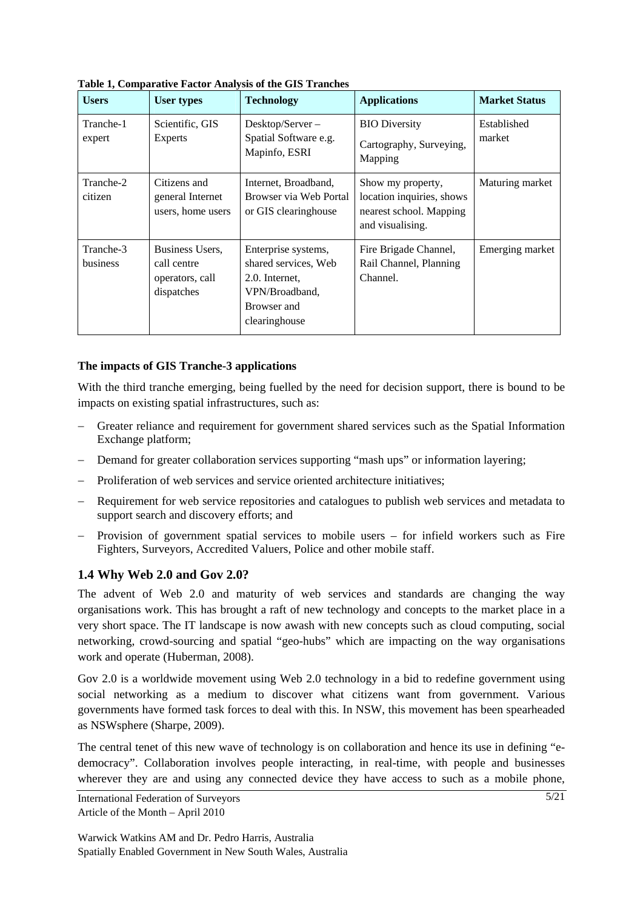**Table 1, Comparative Factor Analysis of the GIS Tranches**

| Users | User types | Technology | Applications | Market Status |
|---|---|---|---|---|
| Tranche-1 expert | Scientific, GIS Experts | Desktop/Server – Spatial Software e.g. Mapinfo, ESRI | BIO Diversity<br>Cartography, Surveying, Mapping | Established market |
| Tranche-2 citizen | Citizens and general Internet users, home users | Internet, Broadband, Browser via Web Portal or GIS clearinghouse | Show my property, location inquiries, shows nearest school. Mapping and visualising. | Maturing market |
| Tranche-3 business | Business Users, call centre operators, call dispatches | Enterprise systems, shared services, Web 2.0. Internet, VPN/Broadband, Browser and clearinghouse | Fire Brigade Channel, Rail Channel, Planning Channel. | Emerging market |

**The impacts of GIS Tranche-3 applications**

With the third tranche emerging, being fuelled by the need for decision support, there is bound to be impacts on existing spatial infrastructures, such as:

- Greater reliance and requirement for government shared services such as the Spatial Information Exchange platform;
- Demand for greater collaboration services supporting "mash ups" or information layering;
- Proliferation of web services and service oriented architecture initiatives;
- Requirement for web service repositories and catalogues to publish web services and metadata to support search and discovery efforts; and
- Provision of government spatial services to mobile users – for infield workers such as Fire Fighters, Surveyors, Accredited Valuers, Police and other mobile staff.

## 1.4 Why Web 2.0 and Gov 2.0?

The advent of Web 2.0 and maturity of web services and standards are changing the way organisations work. This has brought a raft of new technology and concepts to the market place in a very short space. The IT landscape is now awash with new concepts such as cloud computing, social networking, crowd-sourcing and spatial "geo-hubs" which are impacting on the way organisations work and operate (Huberman, 2008).

Gov 2.0 is a worldwide movement using Web 2.0 technology in a bid to redefine government using social networking as a medium to discover what citizens want from government. Various governments have formed task forces to deal with this. In NSW, this movement has been spearheaded as NSWsphere (Sharpe, 2009).

The central tenet of this new wave of technology is on collaboration and hence its use in defining "e-democracy". Collaboration involves people interacting, in real-time, with people and businesses wherever they are and using any connected device they have access to such as a mobile phone,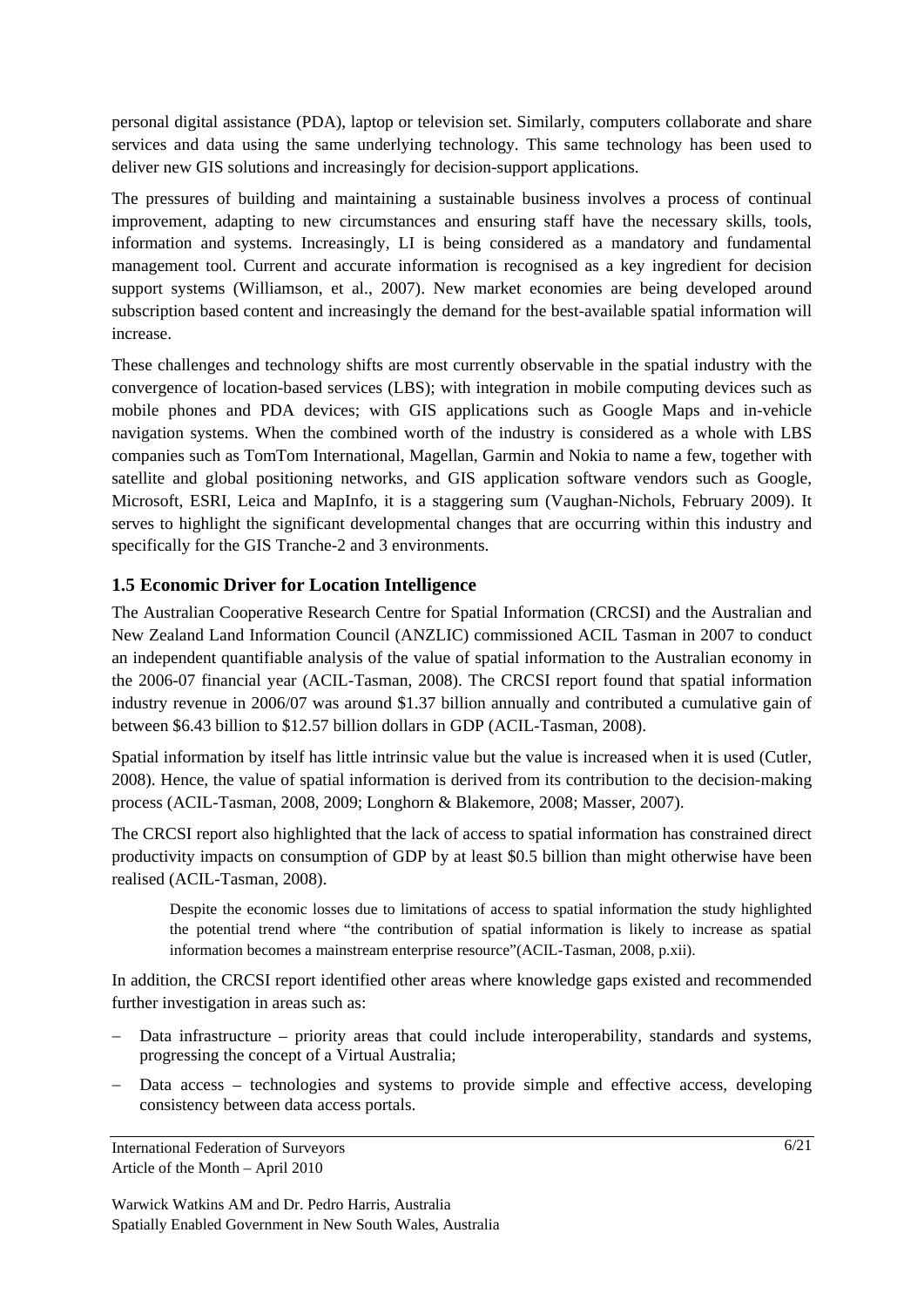personal digital assistance (PDA), laptop or television set. Similarly, computers collaborate and share services and data using the same underlying technology. This same technology has been used to deliver new GIS solutions and increasingly for decision-support applications.

The pressures of building and maintaining a sustainable business involves a process of continual improvement, adapting to new circumstances and ensuring staff have the necessary skills, tools, information and systems. Increasingly, LI is being considered as a mandatory and fundamental management tool. Current and accurate information is recognised as a key ingredient for decision support systems (Williamson, et al., 2007). New market economies are being developed around subscription based content and increasingly the demand for the best-available spatial information will increase.

These challenges and technology shifts are most currently observable in the spatial industry with the convergence of location-based services (LBS); with integration in mobile computing devices such as mobile phones and PDA devices; with GIS applications such as Google Maps and in-vehicle navigation systems. When the combined worth of the industry is considered as a whole with LBS companies such as TomTom International, Magellan, Garmin and Nokia to name a few, together with satellite and global positioning networks, and GIS application software vendors such as Google, Microsoft, ESRI, Leica and MapInfo, it is a staggering sum (Vaughan-Nichols, February 2009). It serves to highlight the significant developmental changes that are occurring within this industry and specifically for the GIS Tranche-2 and 3 environments.

## 1.5 Economic Driver for Location Intelligence

The Australian Cooperative Research Centre for Spatial Information (CRCSI) and the Australian and New Zealand Land Information Council (ANZLIC) commissioned ACIL Tasman in 2007 to conduct an independent quantifiable analysis of the value of spatial information to the Australian economy in the 2006-07 financial year (ACIL-Tasman, 2008). The CRCSI report found that spatial information industry revenue in 2006/07 was around $1.37 billion annually and contributed a cumulative gain of between $6.43 billion to $12.57 billion dollars in GDP (ACIL-Tasman, 2008).

Spatial information by itself has little intrinsic value but the value is increased when it is used (Cutler, 2008). Hence, the value of spatial information is derived from its contribution to the decision-making process (ACIL-Tasman, 2008, 2009; Longhorn & Blakemore, 2008; Masser, 2007).

The CRCSI report also highlighted that the lack of access to spatial information has constrained direct productivity impacts on consumption of GDP by at least $0.5 billion than might otherwise have been realised (ACIL-Tasman, 2008).

> Despite the economic losses due to limitations of access to spatial information the study highlighted the potential trend where "the contribution of spatial information is likely to increase as spatial information becomes a mainstream enterprise resource"(ACIL-Tasman, 2008, p.xii).

In addition, the CRCSI report identified other areas where knowledge gaps existed and recommended further investigation in areas such as:

- Data infrastructure – priority areas that could include interoperability, standards and systems, progressing the concept of a Virtual Australia;
- Data access – technologies and systems to provide simple and effective access, developing consistency between data access portals.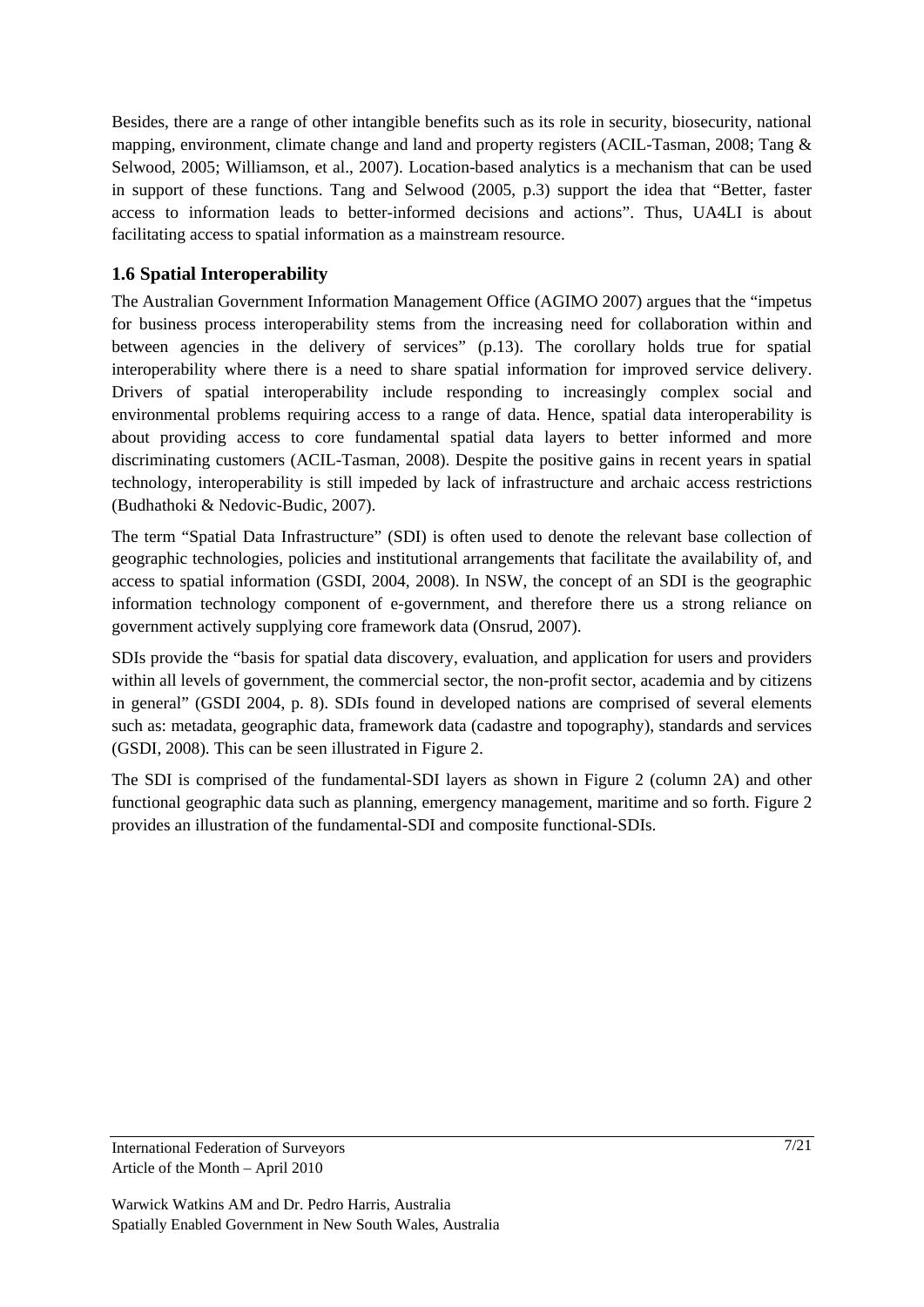Besides, there are a range of other intangible benefits such as its role in security, biosecurity, national mapping, environment, climate change and land and property registers (ACIL-Tasman, 2008; Tang & Selwood, 2005; Williamson, et al., 2007). Location-based analytics is a mechanism that can be used in support of these functions. Tang and Selwood (2005, p.3) support the idea that "Better, faster access to information leads to better-informed decisions and actions". Thus, UA4LI is about facilitating access to spatial information as a mainstream resource.

## 1.6 Spatial Interoperability

The Australian Government Information Management Office (AGIMO 2007) argues that the "impetus for business process interoperability stems from the increasing need for collaboration within and between agencies in the delivery of services" (p.13). The corollary holds true for spatial interoperability where there is a need to share spatial information for improved service delivery. Drivers of spatial interoperability include responding to increasingly complex social and environmental problems requiring access to a range of data. Hence, spatial data interoperability is about providing access to core fundamental spatial data layers to better informed and more discriminating customers (ACIL-Tasman, 2008). Despite the positive gains in recent years in spatial technology, interoperability is still impeded by lack of infrastructure and archaic access restrictions (Budhathoki & Nedovic-Budic, 2007).

The term "Spatial Data Infrastructure" (SDI) is often used to denote the relevant base collection of geographic technologies, policies and institutional arrangements that facilitate the availability of, and access to spatial information (GSDI, 2004, 2008). In NSW, the concept of an SDI is the geographic information technology component of e-government, and therefore there us a strong reliance on government actively supplying core framework data (Onsrud, 2007).

SDIs provide the "basis for spatial data discovery, evaluation, and application for users and providers within all levels of government, the commercial sector, the non-profit sector, academia and by citizens in general" (GSDI 2004, p. 8). SDIs found in developed nations are comprised of several elements such as: metadata, geographic data, framework data (cadastre and topography), standards and services (GSDI, 2008). This can be seen illustrated in Figure 2.

The SDI is comprised of the fundamental-SDI layers as shown in Figure 2 (column 2A) and other functional geographic data such as planning, emergency management, maritime and so forth. Figure 2 provides an illustration of the fundamental-SDI and composite functional-SDIs.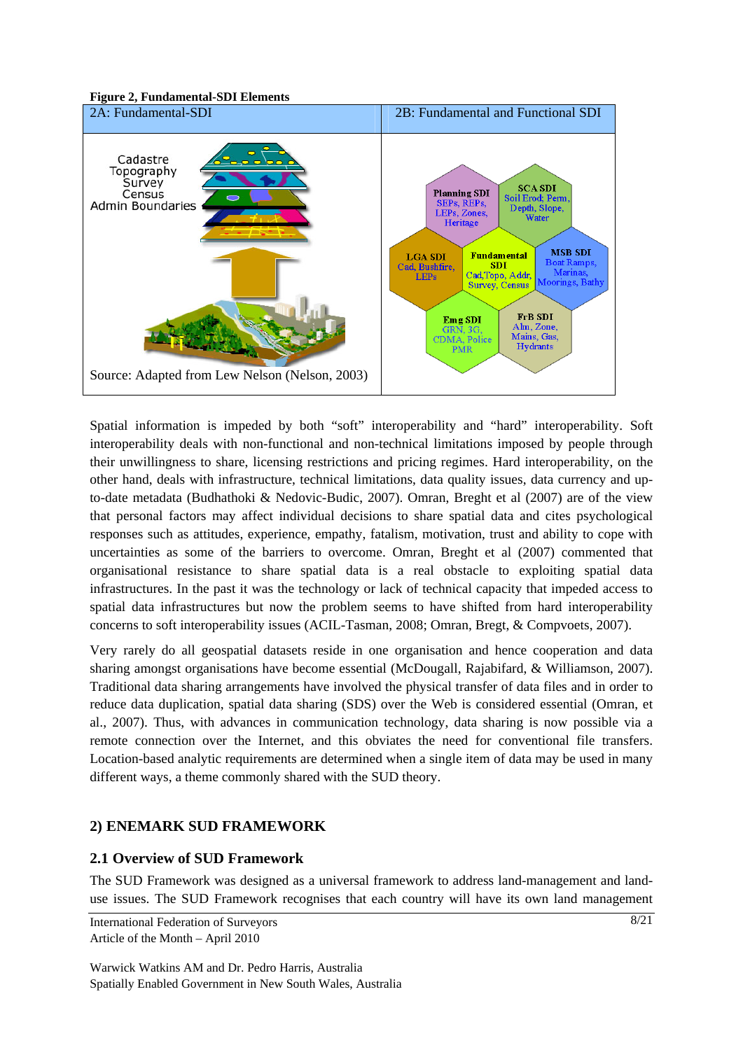**Figure 2, Fundamental-SDI Elements**

| 2A: Fundamental-SDI | 2B: Fundamental and Functional SDI |
| --- | --- |
| Cadastre, Topography, Survey, Census, Admin Boundaries | Planning SDI: SEPs, REPs, LEPs, Zones, Heritage; SCA SDI: Soil Erod; Perm, Depth, Slope, Water; LGA SDI: Cad, Bushfire, LEPs; Fundamental SDI: Cad, Topo, Addr, Survey, Census; MSB SDI: Boat Ramps, Marinas, Moorings, Bathy; Emg SDI: GRN, 3G, CDMA, Police, PMR; FrB SDI: Alm, Zone, Mains, Gas, Hydrants |
| Source: Adapted from Lew Nelson (Nelson, 2003) | |

Spatial information is impeded by both "soft" interoperability and "hard" interoperability. Soft interoperability deals with non-functional and non-technical limitations imposed by people through their unwillingness to share, licensing restrictions and pricing regimes. Hard interoperability, on the other hand, deals with infrastructure, technical limitations, data quality issues, data currency and up-to-date metadata (Budhathoki & Nedovic-Budic, 2007). Omran, Breght et al (2007) are of the view that personal factors may affect individual decisions to share spatial data and cites psychological responses such as attitudes, experience, empathy, fatalism, motivation, trust and ability to cope with uncertainties as some of the barriers to overcome. Omran, Breght et al (2007) commented that organisational resistance to share spatial data is a real obstacle to exploiting spatial data infrastructures. In the past it was the technology or lack of technical capacity that impeded access to spatial data infrastructures but now the problem seems to have shifted from hard interoperability concerns to soft interoperability issues (ACIL-Tasman, 2008; Omran, Bregt, & Compvoets, 2007).

Very rarely do all geospatial datasets reside in one organisation and hence cooperation and data sharing amongst organisations have become essential (McDougall, Rajabifard, & Williamson, 2007). Traditional data sharing arrangements have involved the physical transfer of data files and in order to reduce data duplication, spatial data sharing (SDS) over the Web is considered essential (Omran, et al., 2007). Thus, with advances in communication technology, data sharing is now possible via a remote connection over the Internet, and this obviates the need for conventional file transfers. Location-based analytic requirements are determined when a single item of data may be used in many different ways, a theme commonly shared with the SUD theory.

## 2) ENEMARK SUD FRAMEWORK

### 2.1 Overview of SUD Framework

The SUD Framework was designed as a universal framework to address land-management and land-use issues. The SUD Framework recognises that each country will have its own land management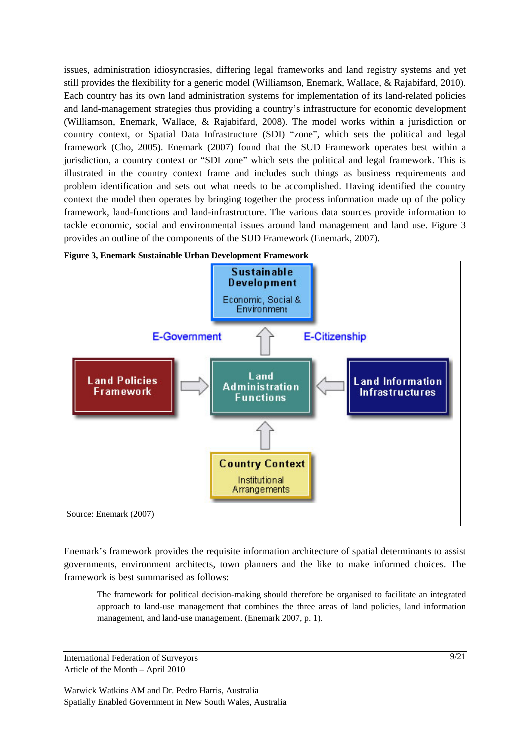issues, administration idiosyncrasies, differing legal frameworks and land registry systems and yet still provides the flexibility for a generic model (Williamson, Enemark, Wallace, & Rajabifard, 2010). Each country has its own land administration systems for implementation of its land-related policies and land-management strategies thus providing a country's infrastructure for economic development (Williamson, Enemark, Wallace, & Rajabifard, 2008). The model works within a jurisdiction or country context, or Spatial Data Infrastructure (SDI) "zone", which sets the political and legal framework (Cho, 2005). Enemark (2007) found that the SUD Framework operates best within a jurisdiction, a country context or "SDI zone" which sets the political and legal framework. This is illustrated in the country context frame and includes such things as business requirements and problem identification and sets out what needs to be accomplished. Having identified the country context the model then operates by bringing together the process information made up of the policy framework, land-functions and land-infrastructure. The various data sources provide information to tackle economic, social and environmental issues around land management and land use. Figure 3 provides an outline of the components of the SUD Framework (Enemark, 2007).

**Figure 3, Enemark Sustainable Urban Development Framework**

Sustainable Development
Economic, Social & Environment

E-Government

E-Citizenship

Land Policies Framework

Land Administration Functions

Land Information Infrastructures

Country Context
Institutional Arrangements

Source: Enemark (2007)

Enemark's framework provides the requisite information architecture of spatial determinants to assist governments, environment architects, town planners and the like to make informed choices. The framework is best summarised as follows:

> The framework for political decision-making should therefore be organised to facilitate an integrated approach to land-use management that combines the three areas of land policies, land information management, and land-use management. (Enemark 2007, p. 1).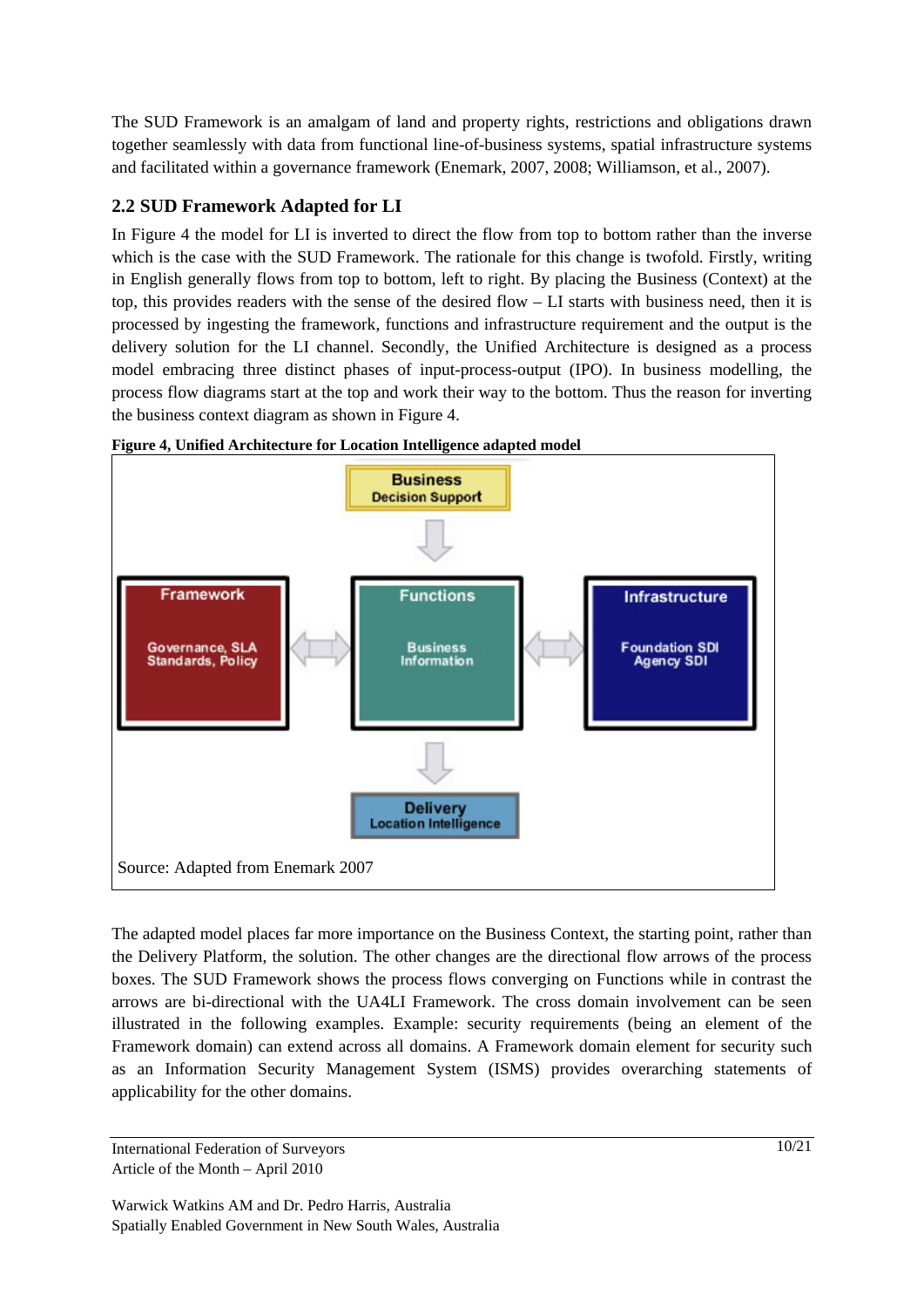The SUD Framework is an amalgam of land and property rights, restrictions and obligations drawn together seamlessly with data from functional line-of-business systems, spatial infrastructure systems and facilitated within a governance framework (Enemark, 2007, 2008; Williamson, et al., 2007).

## 2.2 SUD Framework Adapted for LI

In Figure 4 the model for LI is inverted to direct the flow from top to bottom rather than the inverse which is the case with the SUD Framework. The rationale for this change is twofold. Firstly, writing in English generally flows from top to bottom, left to right. By placing the Business (Context) at the top, this provides readers with the sense of the desired flow – LI starts with business need, then it is processed by ingesting the framework, functions and infrastructure requirement and the output is the delivery solution for the LI channel. Secondly, the Unified Architecture is designed as a process model embracing three distinct phases of input-process-output (IPO). In business modelling, the process flow diagrams start at the top and work their way to the bottom. Thus the reason for inverting the business context diagram as shown in Figure 4.

**Figure 4, Unified Architecture for Location Intelligence adapted model**

Business
Decision Support

Framework
Governance, SLA
Standards, Policy

Functions
Business
Information

Infrastructure
Foundation SDI
Agency SDI

Delivery
Location Intelligence

Source: Adapted from Enemark 2007

The adapted model places far more importance on the Business Context, the starting point, rather than the Delivery Platform, the solution. The other changes are the directional flow arrows of the process boxes. The SUD Framework shows the process flows converging on Functions while in contrast the arrows are bi-directional with the UA4LI Framework. The cross domain involvement can be seen illustrated in the following examples. Example: security requirements (being an element of the Framework domain) can extend across all domains. A Framework domain element for security such as an Information Security Management System (ISMS) provides overarching statements of applicability for the other domains.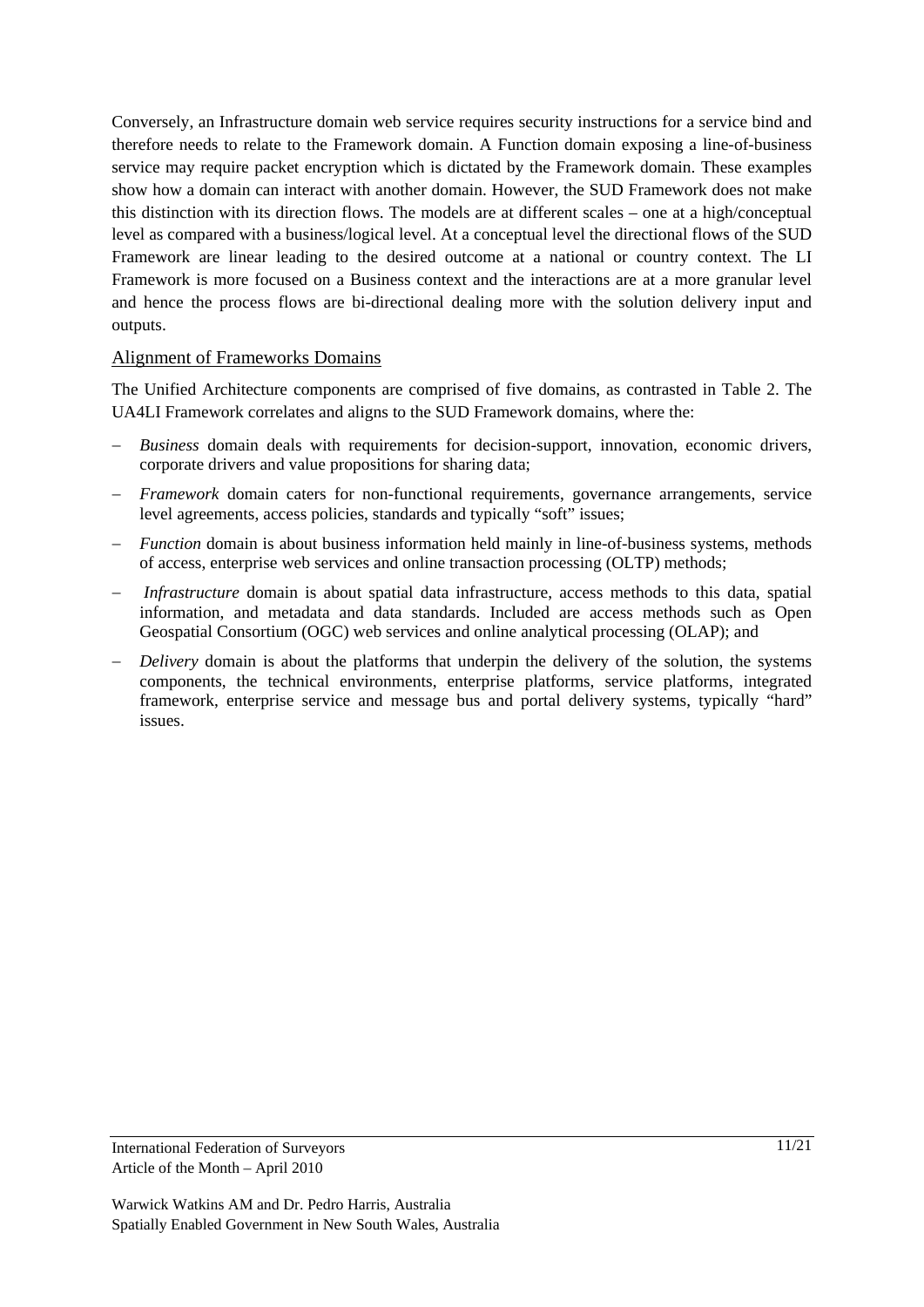Conversely, an Infrastructure domain web service requires security instructions for a service bind and therefore needs to relate to the Framework domain. A Function domain exposing a line-of-business service may require packet encryption which is dictated by the Framework domain. These examples show how a domain can interact with another domain. However, the SUD Framework does not make this distinction with its direction flows. The models are at different scales – one at a high/conceptual level as compared with a business/logical level. At a conceptual level the directional flows of the SUD Framework are linear leading to the desired outcome at a national or country context. The LI Framework is more focused on a Business context and the interactions are at a more granular level and hence the process flows are bi-directional dealing more with the solution delivery input and outputs.

## Alignment of Frameworks Domains

The Unified Architecture components are comprised of five domains, as contrasted in Table 2. The UA4LI Framework correlates and aligns to the SUD Framework domains, where the:

- *Business* domain deals with requirements for decision-support, innovation, economic drivers, corporate drivers and value propositions for sharing data;
- *Framework* domain caters for non-functional requirements, governance arrangements, service level agreements, access policies, standards and typically "soft" issues;
- *Function* domain is about business information held mainly in line-of-business systems, methods of access, enterprise web services and online transaction processing (OLTP) methods;
- *Infrastructure* domain is about spatial data infrastructure, access methods to this data, spatial information, and metadata and data standards. Included are access methods such as Open Geospatial Consortium (OGC) web services and online analytical processing (OLAP); and
- *Delivery* domain is about the platforms that underpin the delivery of the solution, the systems components, the technical environments, enterprise platforms, service platforms, integrated framework, enterprise service and message bus and portal delivery systems, typically "hard" issues.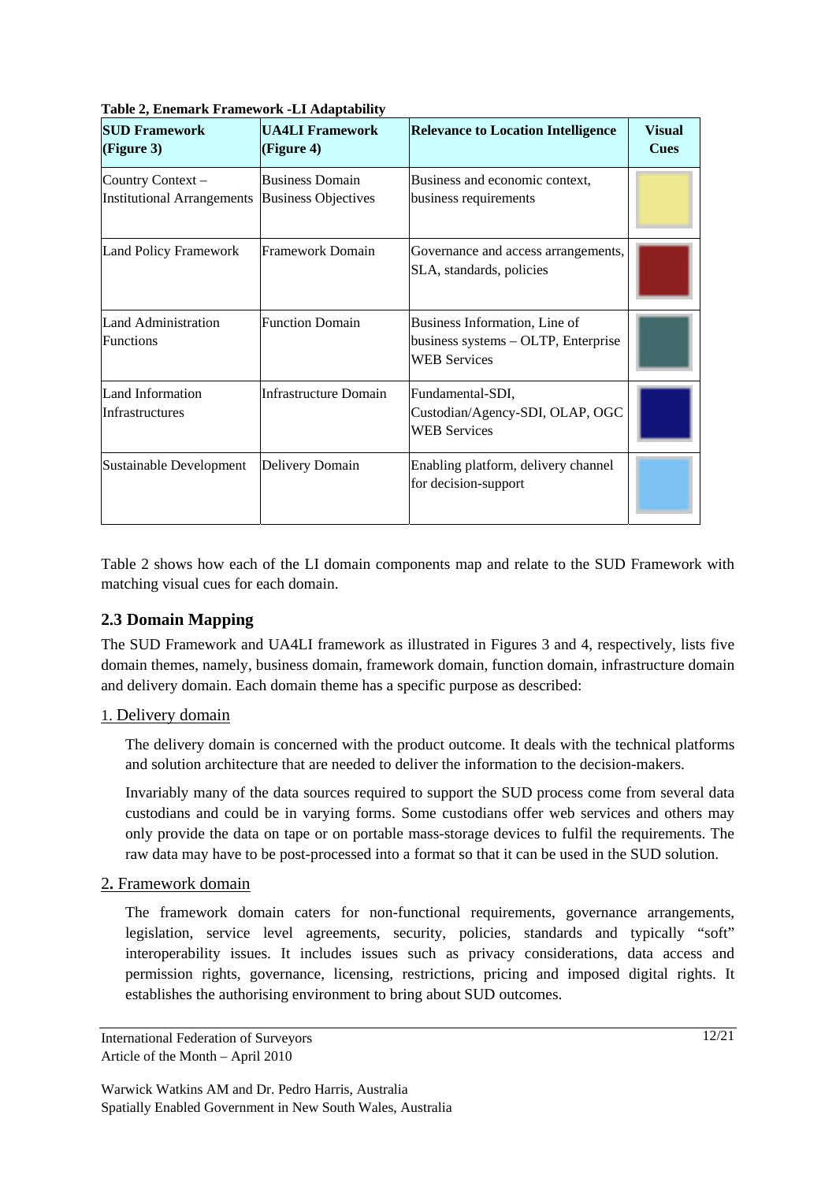**Table 2, Enemark Framework -LI Adaptability**

| SUD Framework (Figure 3) | UA4LI Framework (Figure 4) | Relevance to Location Intelligence | Visual Cues |
|---|---|---|---|
| Country Context – Institutional Arrangements | Business Domain Business Objectives | Business and economic context, business requirements | |
| Land Policy Framework | Framework Domain | Governance and access arrangements, SLA, standards, policies | |
| Land Administration Functions | Function Domain | Business Information, Line of business systems – OLTP, Enterprise WEB Services | |
| Land Information Infrastructures | Infrastructure Domain | Fundamental-SDI, Custodian/Agency-SDI, OLAP, OGC WEB Services | |
| Sustainable Development | Delivery Domain | Enabling platform, delivery channel for decision-support | |

Table 2 shows how each of the LI domain components map and relate to the SUD Framework with matching visual cues for each domain.

## 2.3 Domain Mapping

The SUD Framework and UA4LI framework as illustrated in Figures 3 and 4, respectively, lists five domain themes, namely, business domain, framework domain, function domain, infrastructure domain and delivery domain. Each domain theme has a specific purpose as described:

1. Delivery domain

The delivery domain is concerned with the product outcome. It deals with the technical platforms and solution architecture that are needed to deliver the information to the decision-makers.

Invariably many of the data sources required to support the SUD process come from several data custodians and could be in varying forms. Some custodians offer web services and others may only provide the data on tape or on portable mass-storage devices to fulfil the requirements. The raw data may have to be post-processed into a format so that it can be used in the SUD solution.

2. Framework domain

The framework domain caters for non-functional requirements, governance arrangements, legislation, service level agreements, security, policies, standards and typically "soft" interoperability issues. It includes issues such as privacy considerations, data access and permission rights, governance, licensing, restrictions, pricing and imposed digital rights. It establishes the authorising environment to bring about SUD outcomes.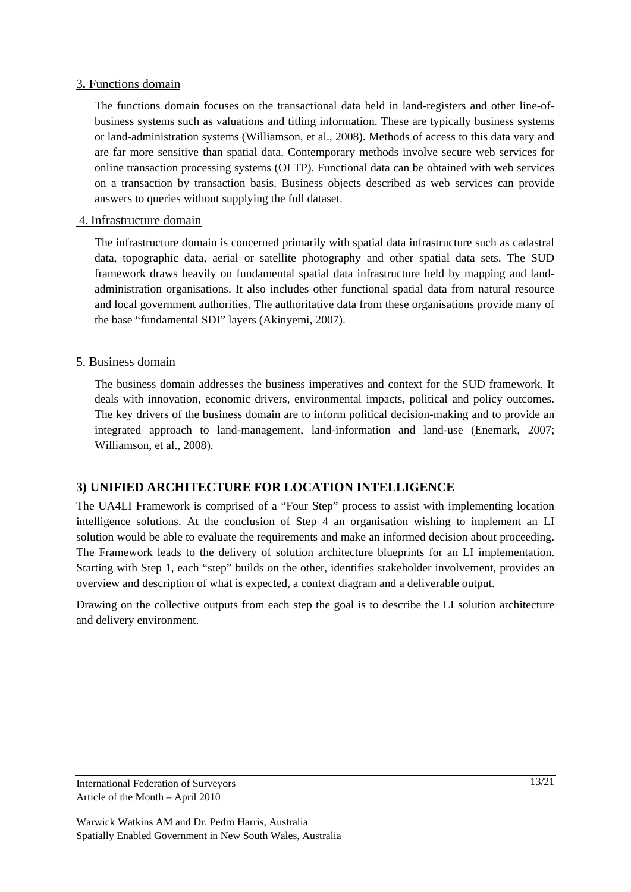3. Functions domain

The functions domain focuses on the transactional data held in land-registers and other line-of-business systems such as valuations and titling information. These are typically business systems or land-administration systems (Williamson, et al., 2008). Methods of access to this data vary and are far more sensitive than spatial data. Contemporary methods involve secure web services for online transaction processing systems (OLTP). Functional data can be obtained with web services on a transaction by transaction basis. Business objects described as web services can provide answers to queries without supplying the full dataset.

4. Infrastructure domain

The infrastructure domain is concerned primarily with spatial data infrastructure such as cadastral data, topographic data, aerial or satellite photography and other spatial data sets. The SUD framework draws heavily on fundamental spatial data infrastructure held by mapping and land-administration organisations. It also includes other functional spatial data from natural resource and local government authorities. The authoritative data from these organisations provide many of the base "fundamental SDI" layers (Akinyemi, 2007).

5. Business domain

The business domain addresses the business imperatives and context for the SUD framework. It deals with innovation, economic drivers, environmental impacts, political and policy outcomes. The key drivers of the business domain are to inform political decision-making and to provide an integrated approach to land-management, land-information and land-use (Enemark, 2007; Williamson, et al., 2008).

## 3) UNIFIED ARCHITECTURE FOR LOCATION INTELLIGENCE

The UA4LI Framework is comprised of a "Four Step" process to assist with implementing location intelligence solutions. At the conclusion of Step 4 an organisation wishing to implement an LI solution would be able to evaluate the requirements and make an informed decision about proceeding. The Framework leads to the delivery of solution architecture blueprints for an LI implementation. Starting with Step 1, each "step" builds on the other, identifies stakeholder involvement, provides an overview and description of what is expected, a context diagram and a deliverable output.

Drawing on the collective outputs from each step the goal is to describe the LI solution architecture and delivery environment.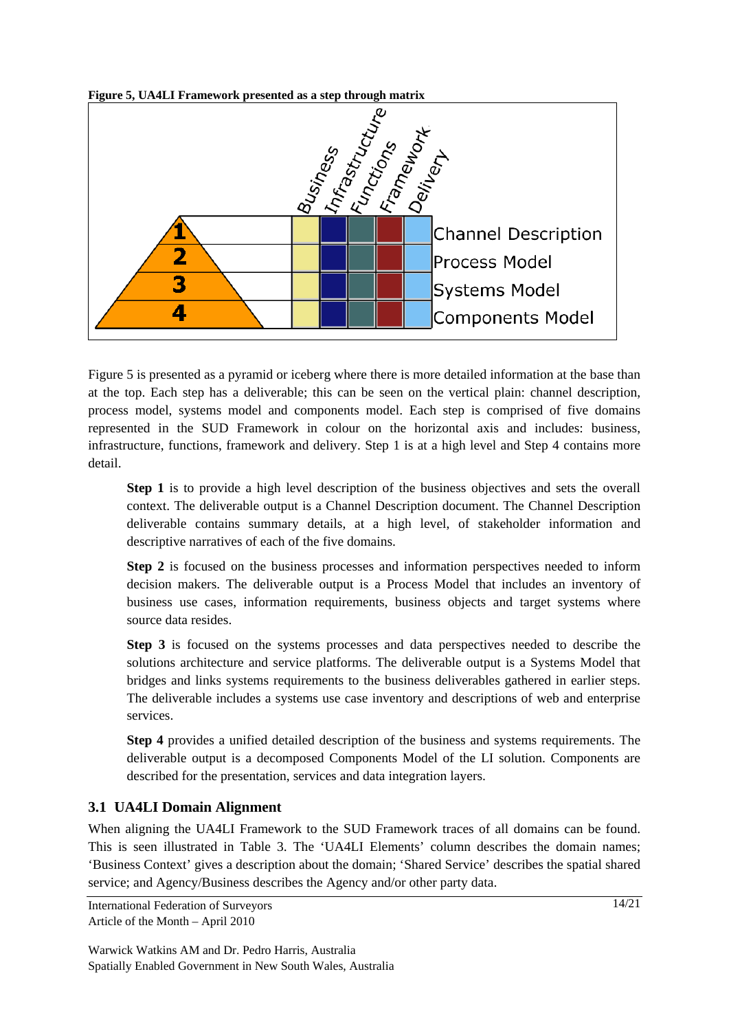**Figure 5, UA4LI Framework presented as a step through matrix**

Figure 5 is presented as a pyramid or iceberg where there is more detailed information at the base than at the top. Each step has a deliverable; this can be seen on the vertical plain: channel description, process model, systems model and components model. Each step is comprised of five domains represented in the SUD Framework in colour on the horizontal axis and includes: business, infrastructure, functions, framework and delivery. Step 1 is at a high level and Step 4 contains more detail.

> **Step 1** is to provide a high level description of the business objectives and sets the overall context. The deliverable output is a Channel Description document. The Channel Description deliverable contains summary details, at a high level, of stakeholder information and descriptive narratives of each of the five domains.
>
> **Step 2** is focused on the business processes and information perspectives needed to inform decision makers. The deliverable output is a Process Model that includes an inventory of business use cases, information requirements, business objects and target systems where source data resides.
>
> **Step 3** is focused on the systems processes and data perspectives needed to describe the solutions architecture and service platforms. The deliverable output is a Systems Model that bridges and links systems requirements to the business deliverables gathered in earlier steps. The deliverable includes a systems use case inventory and descriptions of web and enterprise services.
>
> **Step 4** provides a unified detailed description of the business and systems requirements. The deliverable output is a decomposed Components Model of the LI solution. Components are described for the presentation, services and data integration layers.

## 3.1 UA4LI Domain Alignment

When aligning the UA4LI Framework to the SUD Framework traces of all domains can be found. This is seen illustrated in Table 3. The 'UA4LI Elements' column describes the domain names; 'Business Context' gives a description about the domain; 'Shared Service' describes the spatial shared service; and Agency/Business describes the Agency and/or other party data.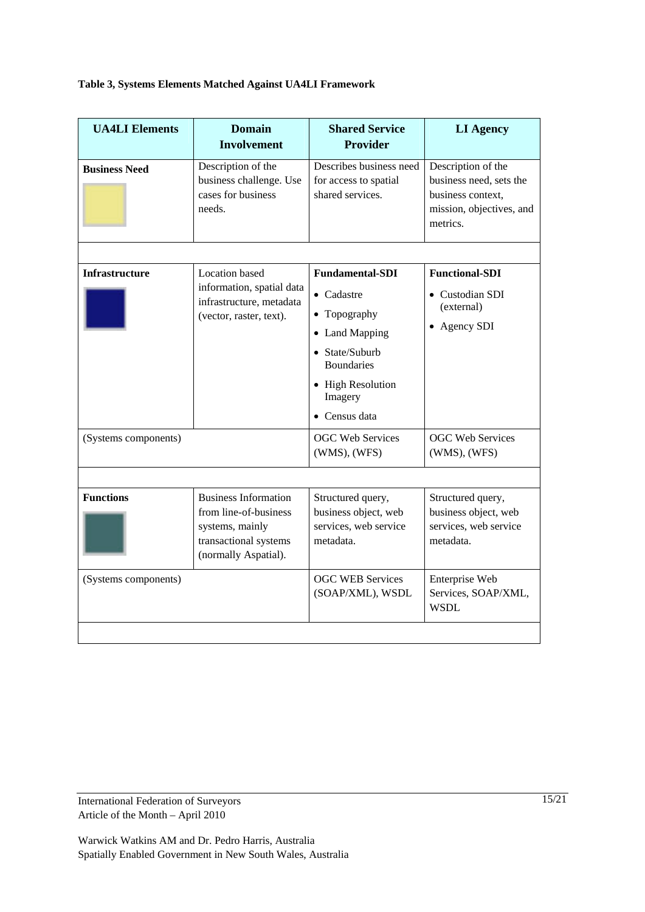**Table 3, Systems Elements Matched Against UA4LI Framework**

| UA4LI Elements | Domain Involvement | Shared Service Provider | LI Agency |
|---|---|---|---|
| **Business Need** | Description of the business challenge. Use cases for business needs. | Describes business need for access to spatial shared services. | Description of the business need, sets the business context, mission, objectives, and metrics. |
| | | | |
| **Infrastructure** | Location based information, spatial data infrastructure, metadata (vector, raster, text). | **Fundamental-SDI**<br>• Cadastre<br>• Topography<br>• Land Mapping<br>• State/Suburb Boundaries<br>• High Resolution Imagery<br>• Census data | **Functional-SDI**<br>• Custodian SDI (external)<br>• Agency SDI |
| (Systems components) | | OGC Web Services (WMS), (WFS) | OGC Web Services (WMS), (WFS) |
| | | | |
| **Functions** | Business Information from line-of-business systems, mainly transactional systems (normally Aspatial). | Structured query, business object, web services, web service metadata. | Structured query, business object, web services, web service metadata. |
| (Systems components) | | OGC WEB Services (SOAP/XML), WSDL | Enterprise Web Services, SOAP/XML, WSDL |
| | | | |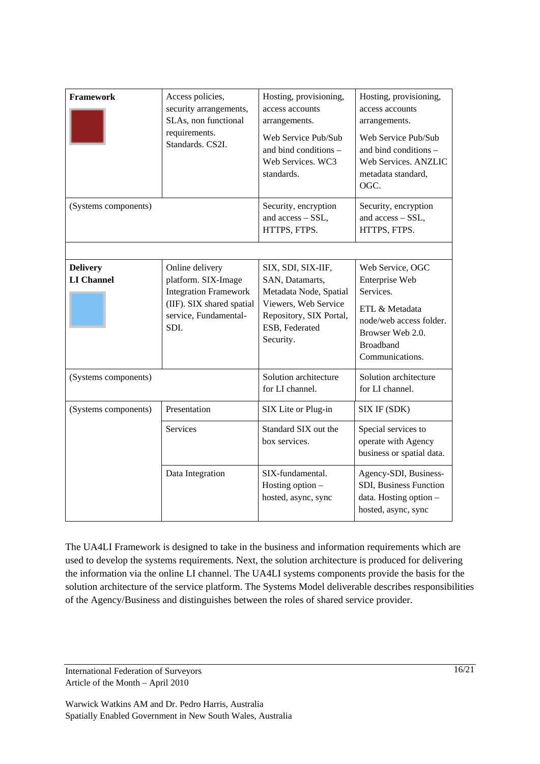| | | | |
|---|---|---|---|
| **Framework** | Access policies, security arrangements, SLAs, non functional requirements. Standards. CS2I. | Hosting, provisioning, access accounts arrangements. Web Service Pub/Sub and bind conditions – Web Services. WC3 standards. | Hosting, provisioning, access accounts arrangements. Web Service Pub/Sub and bind conditions – Web Services. ANZLIC metadata standard, OGC. |
| (Systems components) | | Security, encryption and access – SSL, HTTPS, FTPS. | Security, encryption and access – SSL, HTTPS, FTPS. |
| | | | |
| **Delivery LI Channel** | Online delivery platform. SIX-Image Integration Framework (IIF). SIX shared spatial service, Fundamental-SDI. | SIX, SDI, SIX-IIF, SAN, Datamarts, Metadata Node, Spatial Viewers, Web Service Repository, SIX Portal, ESB, Federated Security. | Web Service, OGC Enterprise Web Services. ETL & Metadata node/web access folder. Browser Web 2.0. Broadband Communications. |
| (Systems components) | | Solution architecture for LI channel. | Solution architecture for LI channel. |
| (Systems components) | Presentation | SIX Lite or Plug-in | SIX IF (SDK) |
| | Services | Standard SIX out the box services. | Special services to operate with Agency business or spatial data. |
| | Data Integration | SIX-fundamental. Hosting option – hosted, async, sync | Agency-SDI, Business-SDI, Business Function data. Hosting option – hosted, async, sync |

The UA4LI Framework is designed to take in the business and information requirements which are used to develop the systems requirements. Next, the solution architecture is produced for delivering the information via the online LI channel. The UA4LI systems components provide the basis for the solution architecture of the service platform. The Systems Model deliverable describes responsibilities of the Agency/Business and distinguishes between the roles of shared service provider.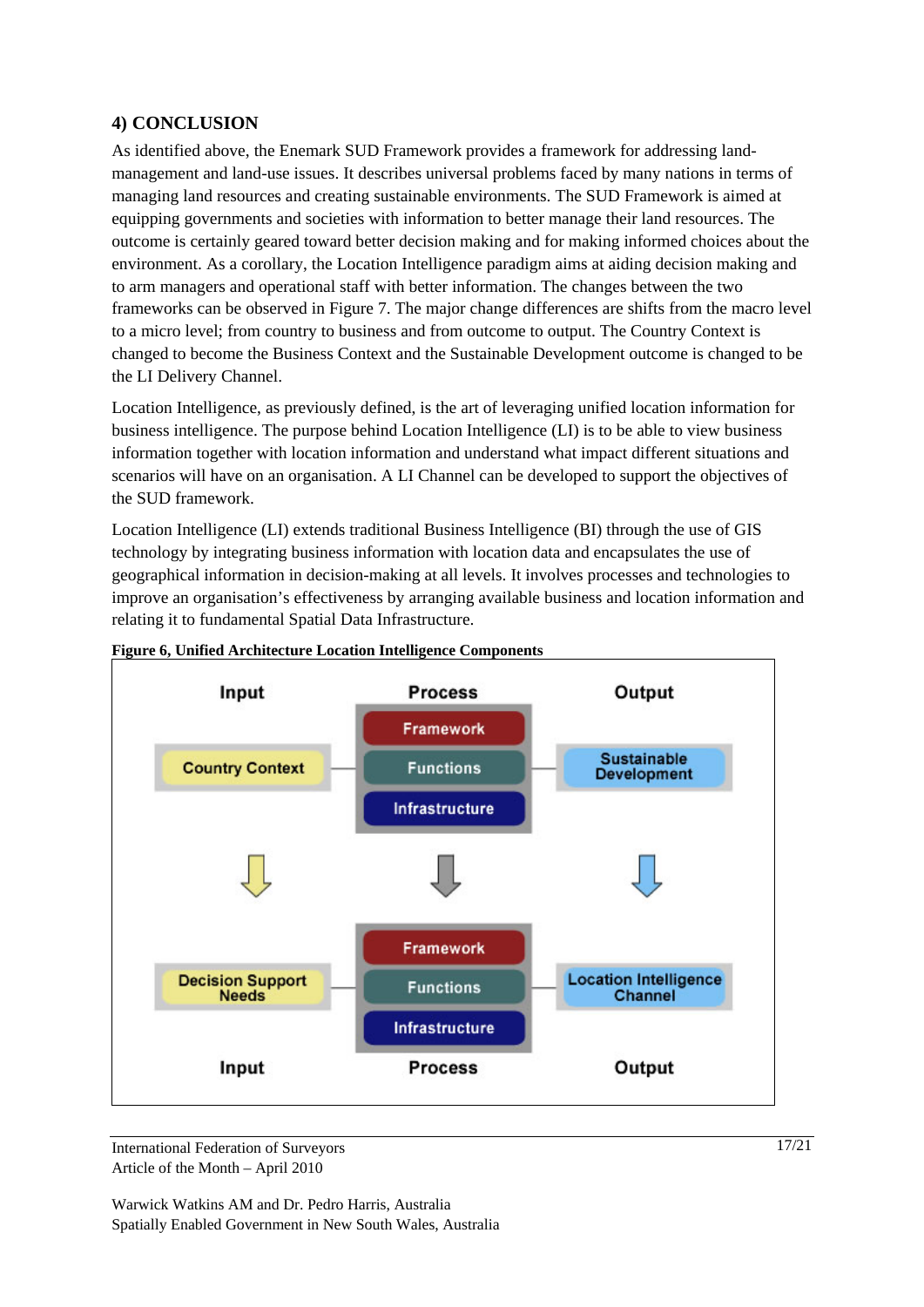## 4) CONCLUSION

As identified above, the Enemark SUD Framework provides a framework for addressing land-management and land-use issues. It describes universal problems faced by many nations in terms of managing land resources and creating sustainable environments. The SUD Framework is aimed at equipping governments and societies with information to better manage their land resources. The outcome is certainly geared toward better decision making and for making informed choices about the environment. As a corollary, the Location Intelligence paradigm aims at aiding decision making and to arm managers and operational staff with better information. The changes between the two frameworks can be observed in Figure 7. The major change differences are shifts from the macro level to a micro level; from country to business and from outcome to output. The Country Context is changed to become the Business Context and the Sustainable Development outcome is changed to be the LI Delivery Channel.

Location Intelligence, as previously defined, is the art of leveraging unified location information for business intelligence. The purpose behind Location Intelligence (LI) is to be able to view business information together with location information and understand what impact different situations and scenarios will have on an organisation. A LI Channel can be developed to support the objectives of the SUD framework.

Location Intelligence (LI) extends traditional Business Intelligence (BI) through the use of GIS technology by integrating business information with location data and encapsulates the use of geographical information in decision-making at all levels. It involves processes and technologies to improve an organisation's effectiveness by arranging available business and location information and relating it to fundamental Spatial Data Infrastructure.

**Figure 6, Unified Architecture Location Intelligence Components**

| Input | Process | Output |
|---|---|---|
| Country Context | Framework / Functions / Infrastructure | Sustainable Development |
| ↓ | ↓ | ↓ |
| Decision Support Needs | Framework / Functions / Infrastructure | Location Intelligence Channel |
| Input | Process | Output |

International Federation of Surveyors
Article of the Month – April 2010

Warwick Watkins AM and Dr. Pedro Harris, Australia
Spatially Enabled Government in New South Wales, Australia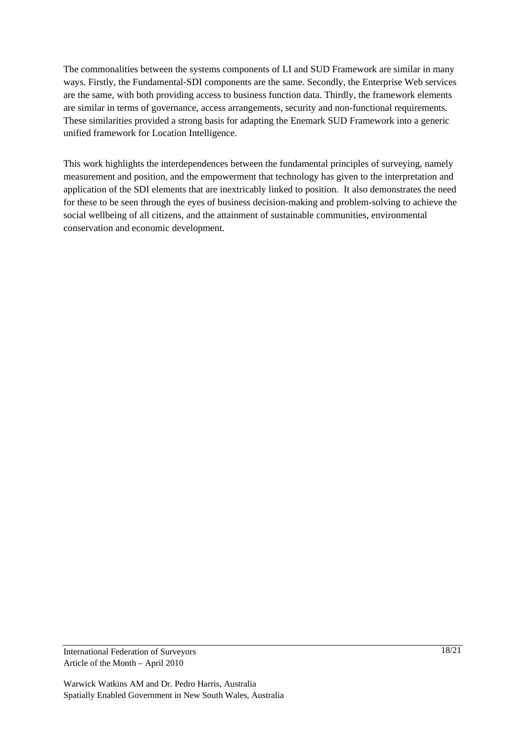The commonalities between the systems components of LI and SUD Framework are similar in many ways. Firstly, the Fundamental-SDI components are the same. Secondly, the Enterprise Web services are the same, with both providing access to business function data. Thirdly, the framework elements are similar in terms of governance, access arrangements, security and non-functional requirements. These similarities provided a strong basis for adapting the Enemark SUD Framework into a generic unified framework for Location Intelligence.

This work highlights the interdependences between the fundamental principles of surveying, namely measurement and position, and the empowerment that technology has given to the interpretation and application of the SDI elements that are inextricably linked to position. It also demonstrates the need for these to be seen through the eyes of business decision-making and problem-solving to achieve the social wellbeing of all citizens, and the attainment of sustainable communities, environmental conservation and economic development.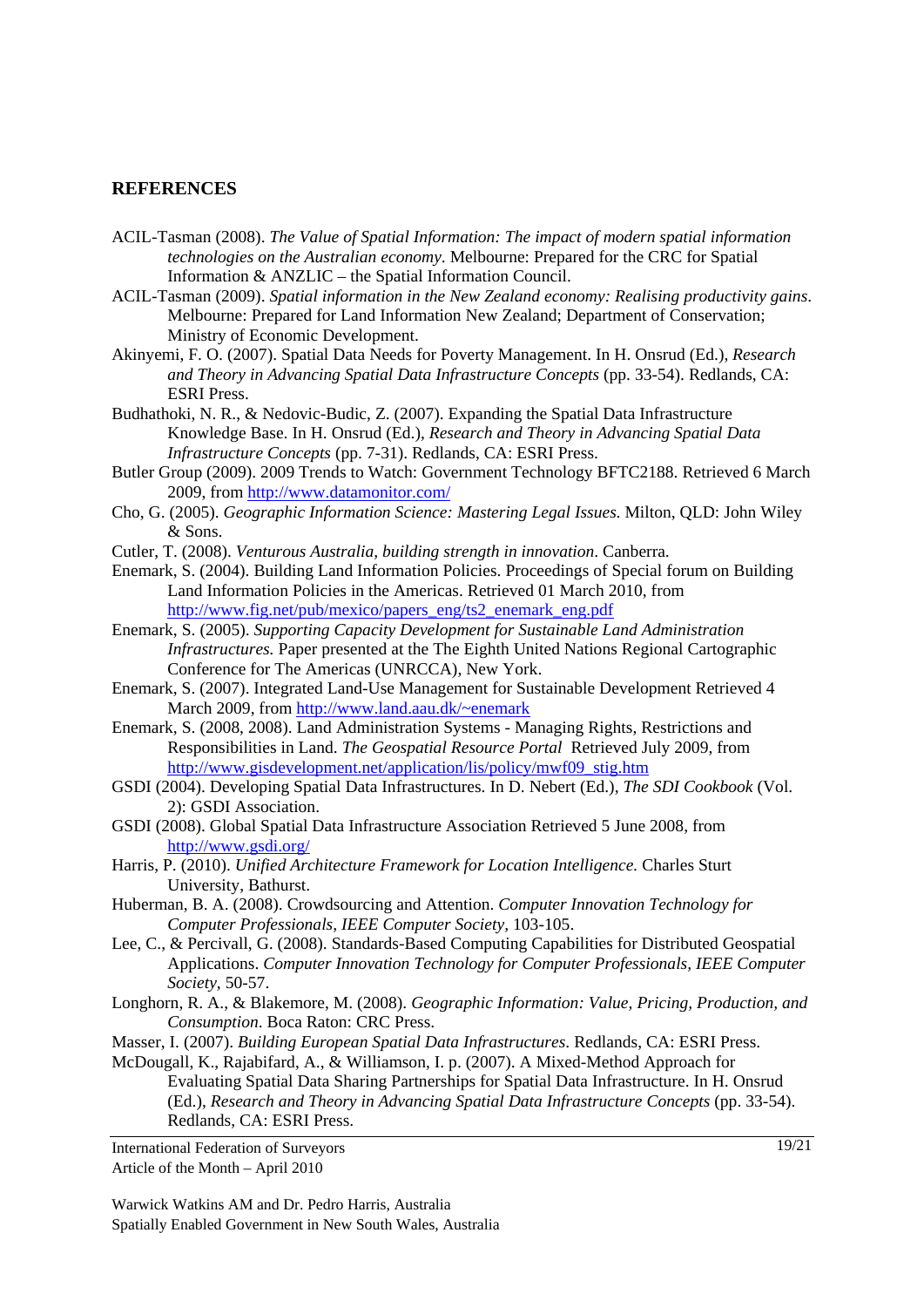## REFERENCES

ACIL-Tasman (2008). *The Value of Spatial Information: The impact of modern spatial information technologies on the Australian economy*. Melbourne: Prepared for the CRC for Spatial Information & ANZLIC – the Spatial Information Council.

ACIL-Tasman (2009). *Spatial information in the New Zealand economy: Realising productivity gains*. Melbourne: Prepared for Land Information New Zealand; Department of Conservation; Ministry of Economic Development.

Akinyemi, F. O. (2007). Spatial Data Needs for Poverty Management. In H. Onsrud (Ed.), *Research and Theory in Advancing Spatial Data Infrastructure Concepts* (pp. 33-54). Redlands, CA: ESRI Press.

Budhathoki, N. R., & Nedovic-Budic, Z. (2007). Expanding the Spatial Data Infrastructure Knowledge Base. In H. Onsrud (Ed.), *Research and Theory in Advancing Spatial Data Infrastructure Concepts* (pp. 7-31). Redlands, CA: ESRI Press.

Butler Group (2009). 2009 Trends to Watch: Government Technology BFTC2188. Retrieved 6 March 2009, from http://www.datamonitor.com/

Cho, G. (2005). *Geographic Information Science: Mastering Legal Issues*. Milton, QLD: John Wiley & Sons.

Cutler, T. (2008). *Venturous Australia, building strength in innovation*. Canberra.

Enemark, S. (2004). Building Land Information Policies. Proceedings of Special forum on Building Land Information Policies in the Americas. Retrieved 01 March 2010, from http://www.fig.net/pub/mexico/papers_eng/ts2_enemark_eng.pdf

Enemark, S. (2005). *Supporting Capacity Development for Sustainable Land Administration Infrastructures.* Paper presented at the The Eighth United Nations Regional Cartographic Conference for The Americas (UNRCCA), New York.

Enemark, S. (2007). Integrated Land-Use Management for Sustainable Development Retrieved 4 March 2009, from http://www.land.aau.dk/~enemark

Enemark, S. (2008, 2008). Land Administration Systems - Managing Rights, Restrictions and Responsibilities in Land. *The Geospatial Resource Portal* Retrieved July 2009, from http://www.gisdevelopment.net/application/lis/policy/mwf09_stig.htm

GSDI (2004). Developing Spatial Data Infrastructures. In D. Nebert (Ed.), *The SDI Cookbook* (Vol. 2): GSDI Association.

GSDI (2008). Global Spatial Data Infrastructure Association Retrieved 5 June 2008, from http://www.gsdi.org/

Harris, P. (2010). *Unified Architecture Framework for Location Intelligence.* Charles Sturt University, Bathurst.

Huberman, B. A. (2008). Crowdsourcing and Attention. *Computer Innovation Technology for Computer Professionals, IEEE Computer Society*, 103-105.

Lee, C., & Percivall, G. (2008). Standards-Based Computing Capabilities for Distributed Geospatial Applications. *Computer Innovation Technology for Computer Professionals, IEEE Computer Society*, 50-57.

Longhorn, R. A., & Blakemore, M. (2008). *Geographic Information: Value, Pricing, Production, and Consumption*. Boca Raton: CRC Press.

Masser, I. (2007). *Building European Spatial Data Infrastructures*. Redlands, CA: ESRI Press.

McDougall, K., Rajabifard, A., & Williamson, I. p. (2007). A Mixed-Method Approach for Evaluating Spatial Data Sharing Partnerships for Spatial Data Infrastructure. In H. Onsrud (Ed.), *Research and Theory in Advancing Spatial Data Infrastructure Concepts* (pp. 33-54). Redlands, CA: ESRI Press.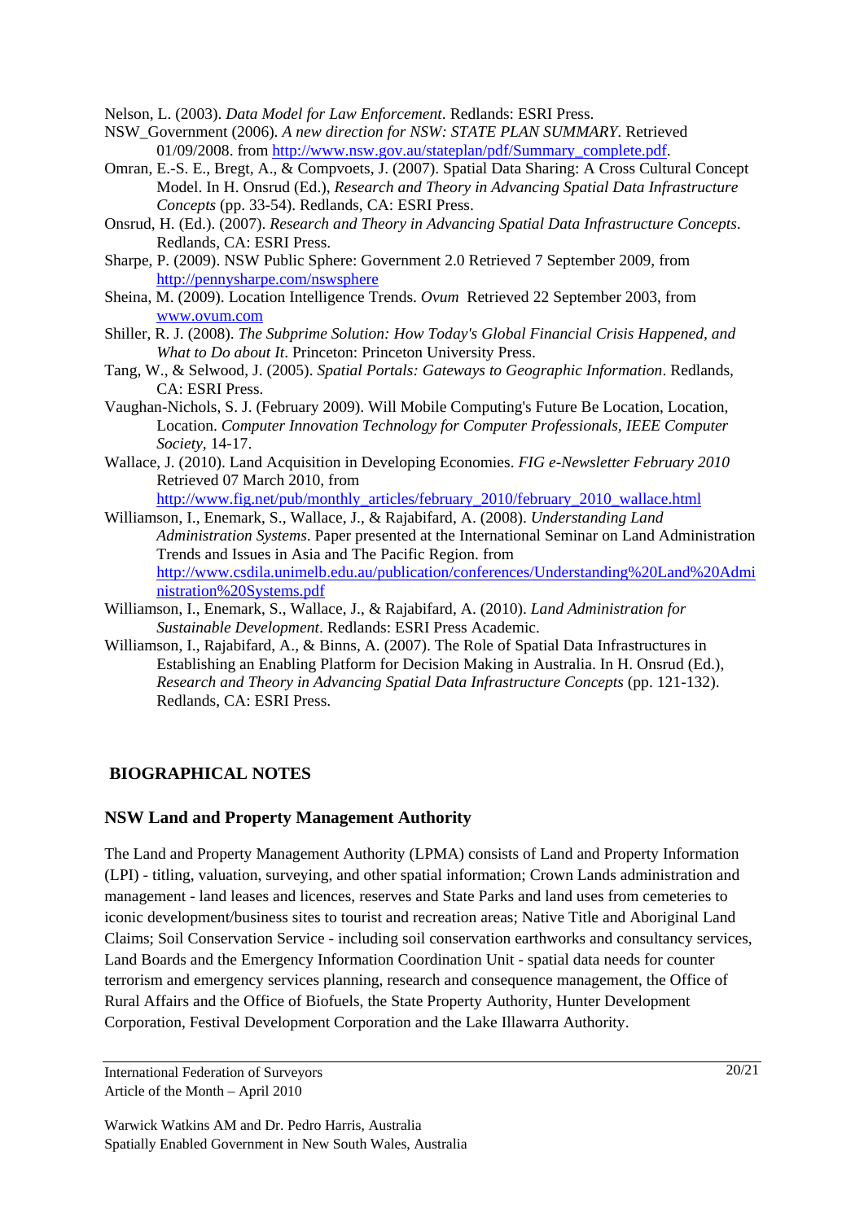Nelson, L. (2003). *Data Model for Law Enforcement*. Redlands: ESRI Press.

NSW_Government (2006). *A new direction for NSW: STATE PLAN SUMMARY*. Retrieved 01/09/2008. from http://www.nsw.gov.au/stateplan/pdf/Summary_complete.pdf.

Omran, E.-S. E., Bregt, A., & Compvoets, J. (2007). Spatial Data Sharing: A Cross Cultural Concept Model. In H. Onsrud (Ed.), *Research and Theory in Advancing Spatial Data Infrastructure Concepts* (pp. 33-54). Redlands, CA: ESRI Press.

Onsrud, H. (Ed.). (2007). *Research and Theory in Advancing Spatial Data Infrastructure Concepts*. Redlands, CA: ESRI Press.

Sharpe, P. (2009). NSW Public Sphere: Government 2.0 Retrieved 7 September 2009, from http://pennysharpe.com/nswsphere

Sheina, M. (2009). Location Intelligence Trends. *Ovum* Retrieved 22 September 2003, from www.ovum.com

Shiller, R. J. (2008). *The Subprime Solution: How Today's Global Financial Crisis Happened, and What to Do about It*. Princeton: Princeton University Press.

Tang, W., & Selwood, J. (2005). *Spatial Portals: Gateways to Geographic Information*. Redlands, CA: ESRI Press.

Vaughan-Nichols, S. J. (February 2009). Will Mobile Computing's Future Be Location, Location, Location. *Computer Innovation Technology for Computer Professionals, IEEE Computer Society*, 14-17.

Wallace, J. (2010). Land Acquisition in Developing Economies. *FIG e-Newsletter February 2010* Retrieved 07 March 2010, from http://www.fig.net/pub/monthly_articles/february_2010/february_2010_wallace.html

Williamson, I., Enemark, S., Wallace, J., & Rajabifard, A. (2008). *Understanding Land Administration Systems*. Paper presented at the International Seminar on Land Administration Trends and Issues in Asia and The Pacific Region. from http://www.csdila.unimelb.edu.au/publication/conferences/Understanding%20Land%20Administration%20Systems.pdf

Williamson, I., Enemark, S., Wallace, J., & Rajabifard, A. (2010). *Land Administration for Sustainable Development*. Redlands: ESRI Press Academic.

Williamson, I., Rajabifard, A., & Binns, A. (2007). The Role of Spatial Data Infrastructures in Establishing an Enabling Platform for Decision Making in Australia. In H. Onsrud (Ed.), *Research and Theory in Advancing Spatial Data Infrastructure Concepts* (pp. 121-132). Redlands, CA: ESRI Press.

## BIOGRAPHICAL NOTES

### NSW Land and Property Management Authority

The Land and Property Management Authority (LPMA) consists of Land and Property Information (LPI) - titling, valuation, surveying, and other spatial information; Crown Lands administration and management - land leases and licences, reserves and State Parks and land uses from cemeteries to iconic development/business sites to tourist and recreation areas; Native Title and Aboriginal Land Claims; Soil Conservation Service - including soil conservation earthworks and consultancy services, Land Boards and the Emergency Information Coordination Unit - spatial data needs for counter terrorism and emergency services planning, research and consequence management, the Office of Rural Affairs and the Office of Biofuels, the State Property Authority, Hunter Development Corporation, Festival Development Corporation and the Lake Illawarra Authority.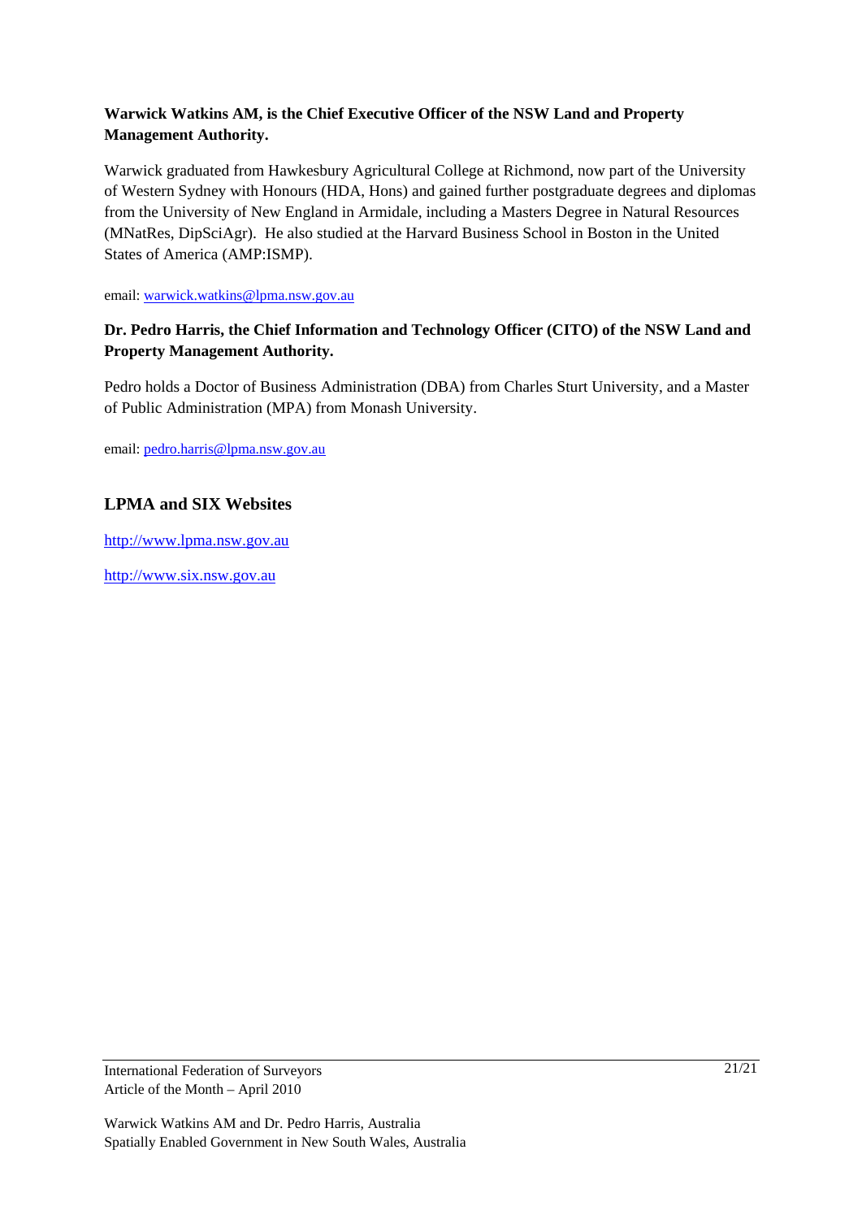**Warwick Watkins AM, is the Chief Executive Officer of the NSW Land and Property Management Authority.**

Warwick graduated from Hawkesbury Agricultural College at Richmond, now part of the University of Western Sydney with Honours (HDA, Hons) and gained further postgraduate degrees and diplomas from the University of New England in Armidale, including a Masters Degree in Natural Resources (MNatRes, DipSciAgr). He also studied at the Harvard Business School in Boston in the United States of America (AMP:ISMP).

email: warwick.watkins@lpma.nsw.gov.au

**Dr. Pedro Harris, the Chief Information and Technology Officer (CITO) of the NSW Land and Property Management Authority.**

Pedro holds a Doctor of Business Administration (DBA) from Charles Sturt University, and a Master of Public Administration (MPA) from Monash University.

email: pedro.harris@lpma.nsw.gov.au

## LPMA and SIX Websites

http://www.lpma.nsw.gov.au

http://www.six.nsw.gov.au